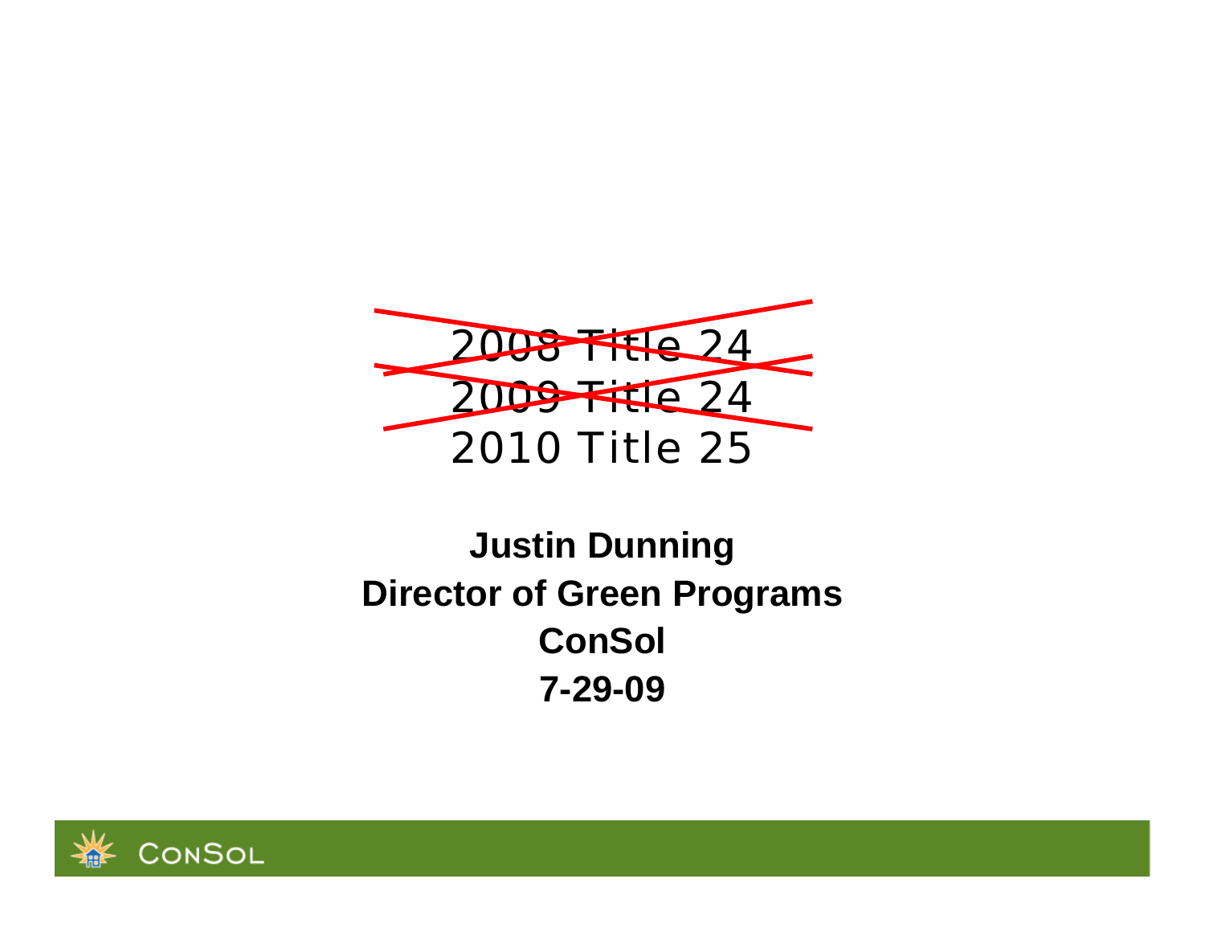~~2008 Title 24~~

~~2009 Title 24~~

2010 Title 25

**Justin Dunning**

**Director of Green Programs**

**ConSol**

**7-29-09**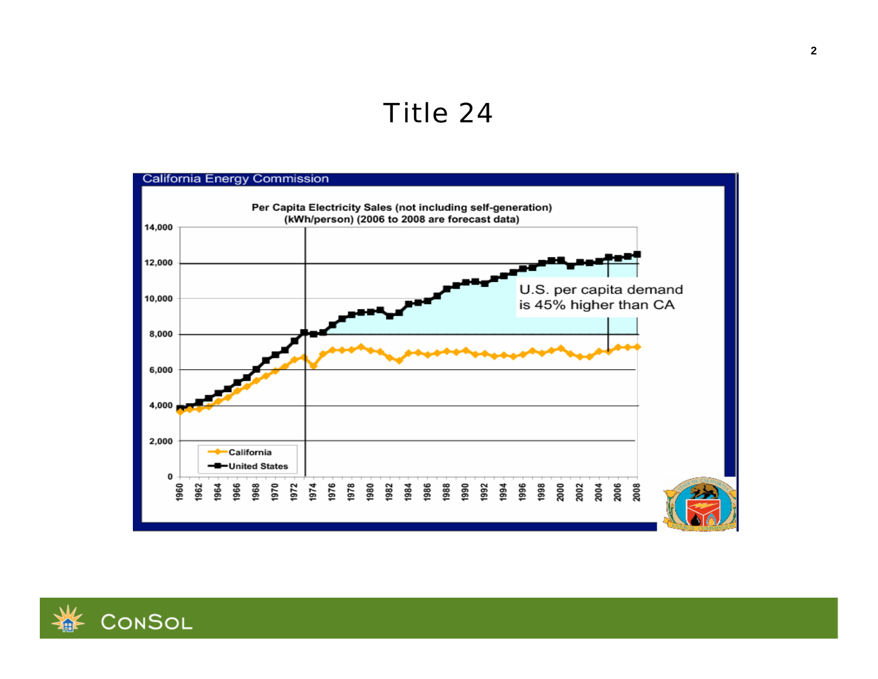# Title 24

California Energy Commission

**Per Capita Electricity Sales (not including self-generation) (kWh/person) (2006 to 2008 are forecast data)**

U.S. per capita demand is 45% higher than CA

California

United States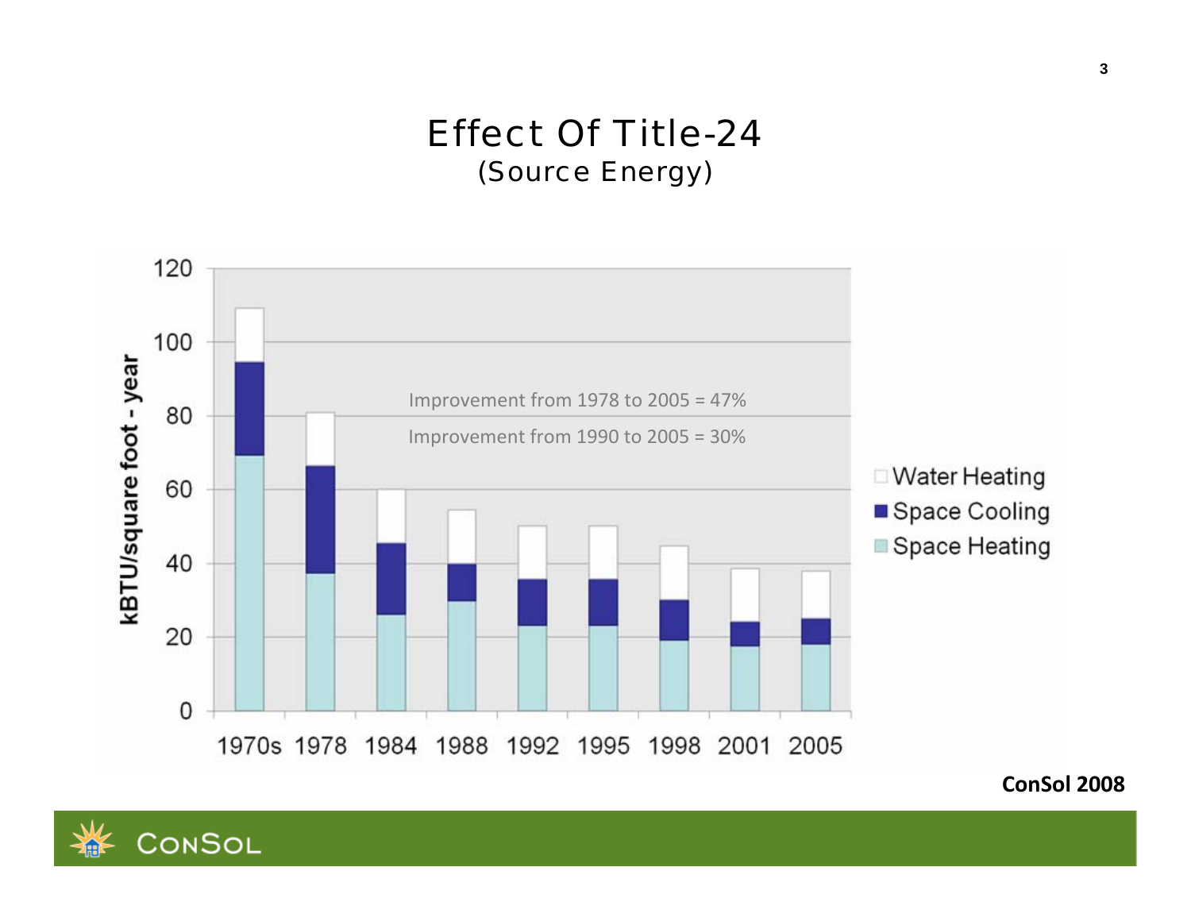# Effect Of Title-24

## (Source Energy)

Improvement from 1978 to 2005 = 47%

Improvement from 1990 to 2005 = 30%

ConSol 2008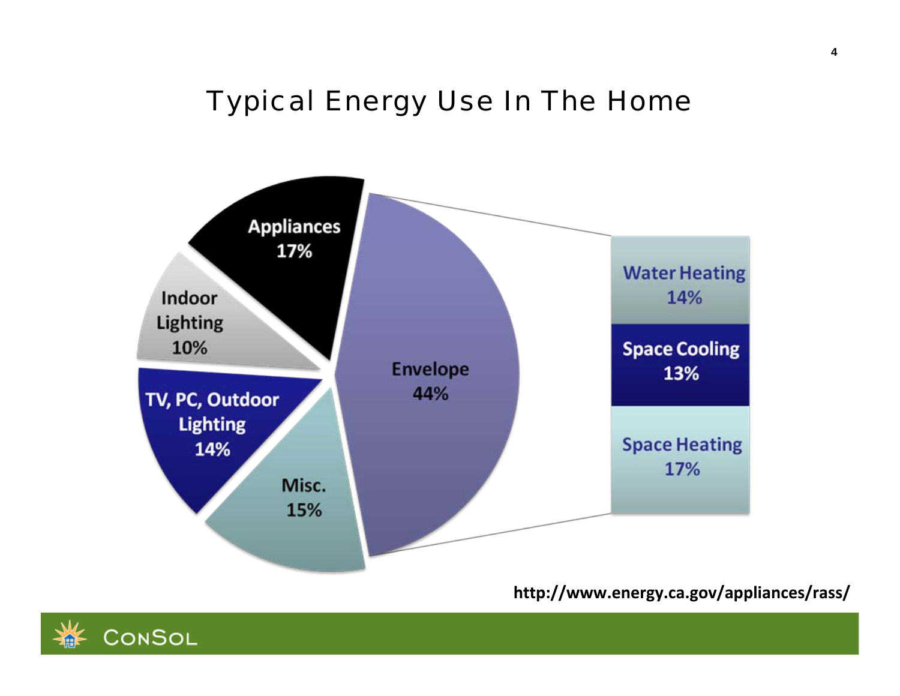# Typical Energy Use In The Home

Appliances 17%

Indoor Lighting 10%

TV, PC, Outdoor Lighting 14%

Misc. 15%

Envelope 44%

- Water Heating 14%
- Space Cooling 13%
- Space Heating 17%

http://www.energy.ca.gov/appliances/rass/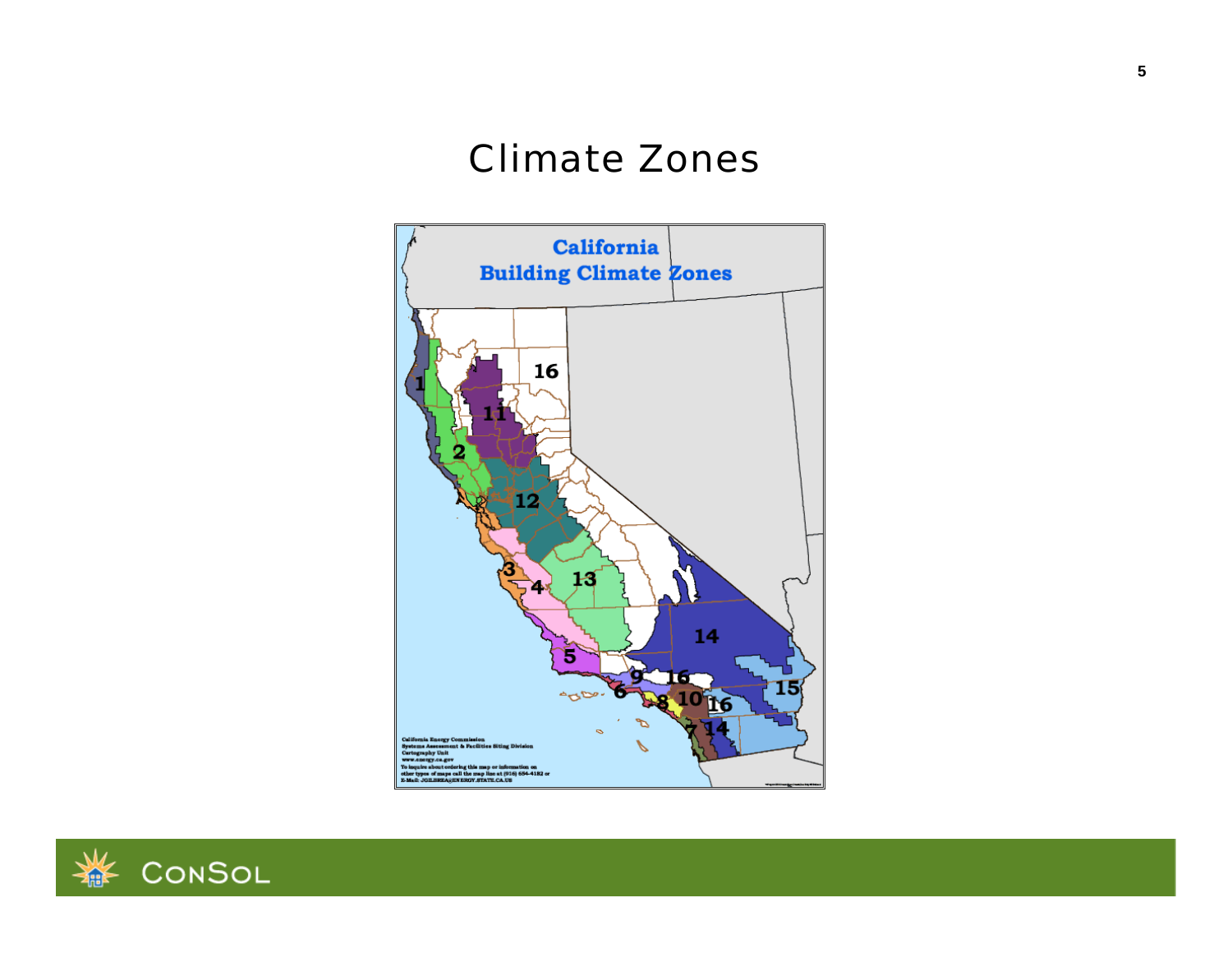# Climate Zones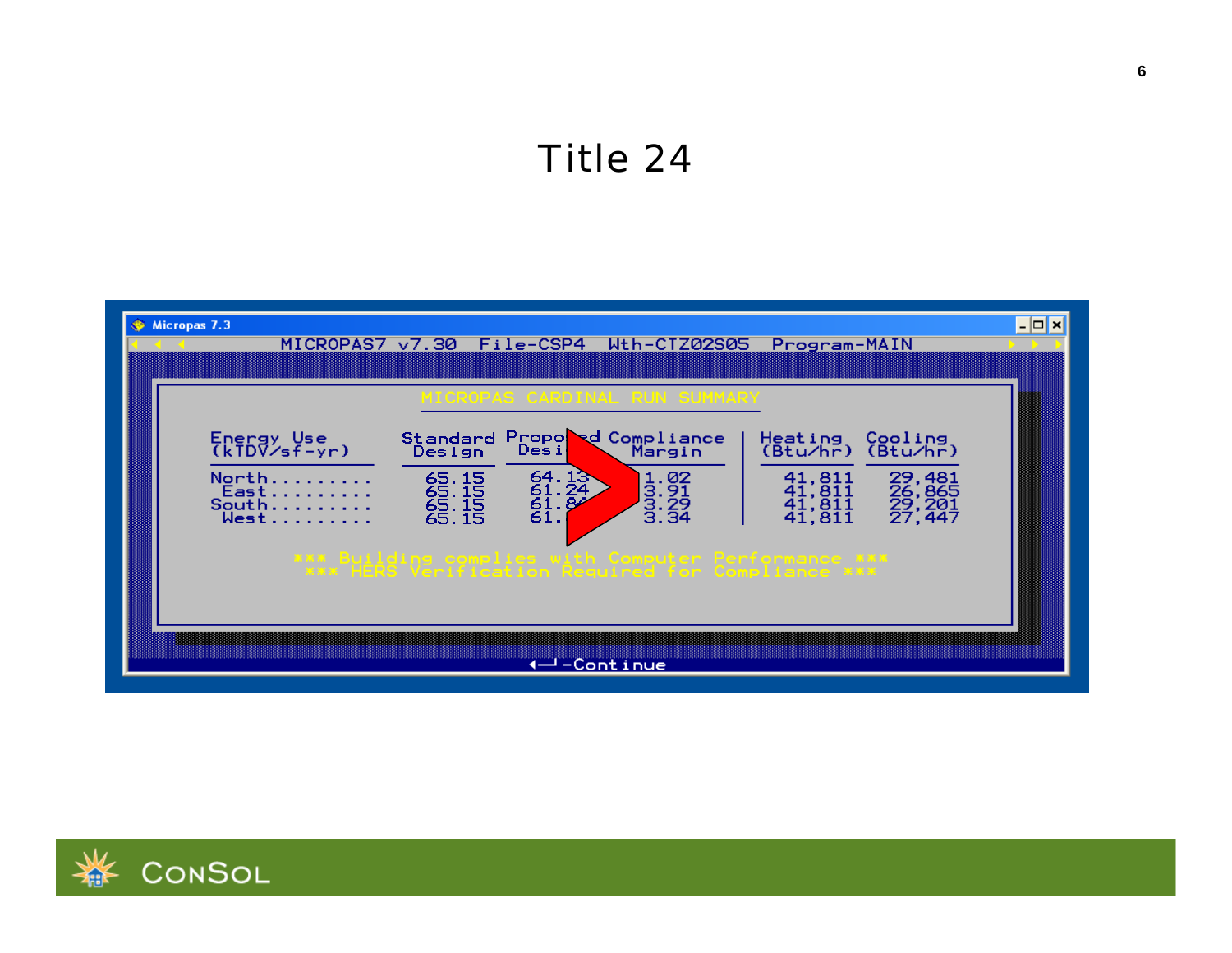# Title 24

Micropas 7.3

MICROPAS7 v7.30 File-CSP4 Wth-CTZ02S05 Program-MAIN

MICROPAS CARDINAL RUN SUMMARY

| Energy Use (kTDV/sf-yr) | Standard Design | Proposed Design | Compliance Margin | Heating (Btu/hr) | Cooling (Btu/hr) |
|---|---|---|---|---|---|
| North......... | 65.15 | 64.13 | 1.02 | 41,811 | 29,481 |
| East......... | 65.15 | 61.24 | 3.91 | 41,811 | 26,865 |
| South......... | 65.15 | 61.8? | 3.29 | 41,811 | 29,201 |
| West......... | 65.15 | 61.? | 3.34 | 41,811 | 27,447 |

*** Building complies with Computer Performance ***
*** HERS Verification Required for Compliance ***

-Continue

CONSOL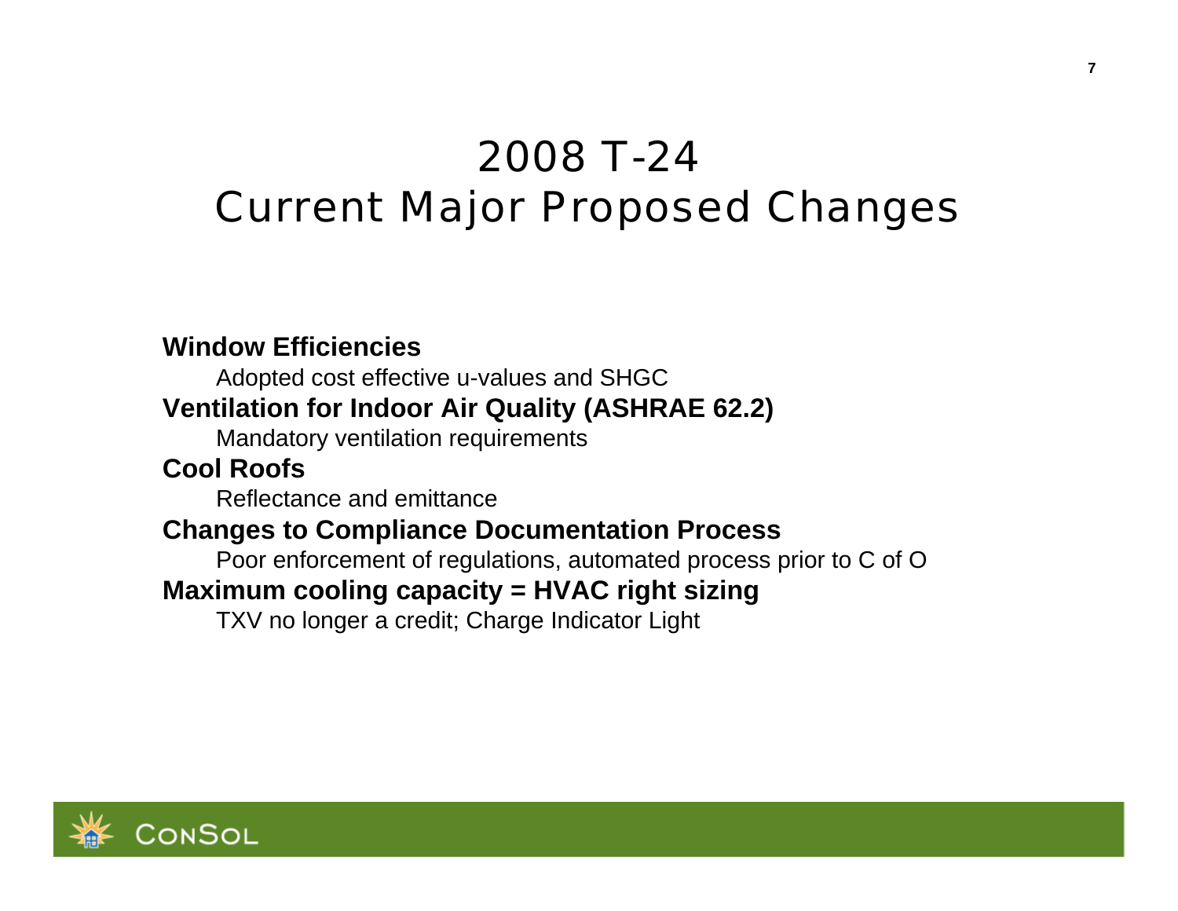# 2008 T-24
# Current Major Proposed Changes

**Window Efficiencies**

Adopted cost effective u-values and SHGC

**Ventilation for Indoor Air Quality (ASHRAE 62.2)**

Mandatory ventilation requirements

**Cool Roofs**

Reflectance and emittance

**Changes to Compliance Documentation Process**

Poor enforcement of regulations, automated process prior to C of O

**Maximum cooling capacity = HVAC right sizing**

TXV no longer a credit; Charge Indicator Light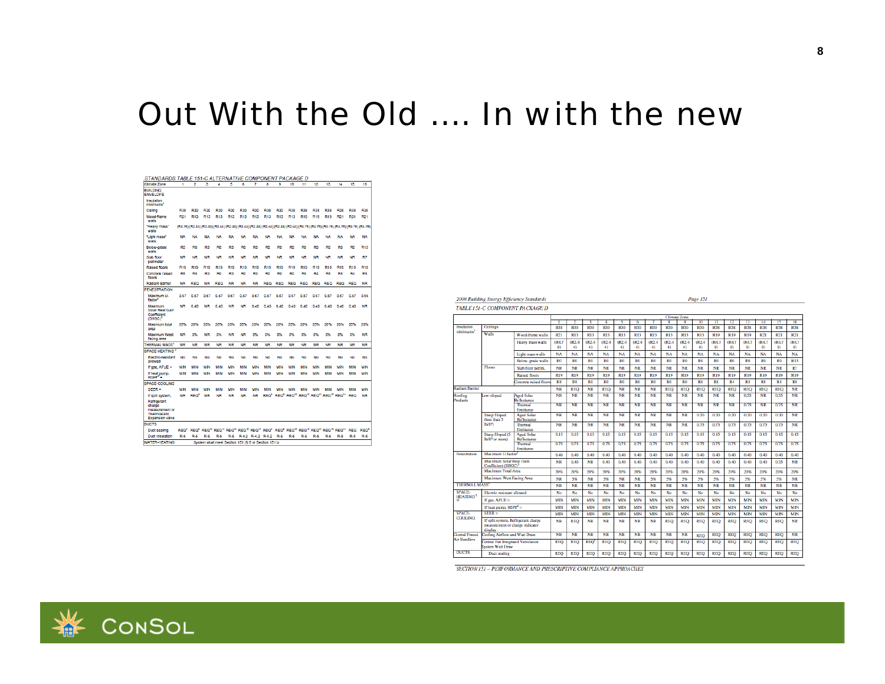# Out With the Old …. In with the new

STANDARDS TABLE 151-C ALTERNATIVE COMPONENT PACKAGE D

| Climate Zone | 1 | 2 | 3 | 4 | 5 | 6 | 7 | 8 | 9 | 10 | 11 | 12 | 13 | 14 | 15 | 16 |
|---|---|---|---|---|---|---|---|---|---|---|---|---|---|---|---|---|
| BUILDING ENVELOPE | | | | | | | | | | | | | | | | |
| Insulation minimums[1] | | | | | | | | | | | | | | | | |
| Ceiling | R38 | R30 | R30 | R30 | R30 | R30 | R30 | R30 | R30 | R30 | R38 | R38 | R38 | R38 | R38 | R38 |
| Wood-frame walls | R21 | R13 | R13 | R13 | R13 | R13 | R13 | R13 | R13 | R13 | R19 | R19 | R19 | R21 | R21 | R21 |
| "Heavy mass" walls | (R4.76) | (R2.44) | (R2.44) | (R2.44) | (R2.44) | (R2.44) | (R2.44) | (R2.44) | (R2.44) | (R2.44) | (R4.76) | (R4.76) | (R4.76) | (R4.76) | (R4.76) | (R4.76) |
| "Light mass" walls | NA | NA | NA | NA | NA | NA | NA | NA | NA | NA | NA | NA | NA | NA | NA | NA |
| Below-grade walls | R0 | R0 | R0 | R0 | R0 | R0 | R0 | R0 | R0 | R0 | R0 | R0 | R0 | R0 | R0 | R13 |
| Slab floor perimeter | NR | NR | NR | NR | NR | NR | NR | NR | NR | NR | NR | NR | NR | NR | NR | R7 |
| Raised floors | R19 | R19 | R19 | R19 | R19 | R19 | R19 | R19 | R19 | R19 | R19 | R19 | R19 | R19 | R19 | R19 |
| Concrete raised floors | R8 | R8 | R0 | R0 | R0 | R0 | R0 | R0 | R0 | R0 | R8 | R4 | R8 | R8 | R4 | R8 |
| Radiant Barrier | NR | REQ | NR | REQ | NR | NR | NR | REQ | REQ | REQ | REQ | REQ | REQ | REQ | REQ | NR |
| FENESTRATION | | | | | | | | | | | | | | | | |
| Maximum U-factor[2] | 0.57 | 0.57 | 0.67 | 0.57 | 0.67 | 0.67 | 0.67 | 0.57 | 0.57 | 0.57 | 0.57 | 0.57 | 0.57 | 0.57 | 0.57 | 0.55 |
| Maximum Solar Heat Gain Coefficient (SHGC)[2] | NR | 0.40 | NR | 0.40 | NR | NR | 0.40 | 0.40 | 0.40 | 0.40 | 0.40 | 0.40 | 0.40 | 0.40 | 0.40 | NR |
| Maximum total area | 20% | 20% | 20% | 20% | 20% | 20% | 20% | 20% | 20% | 20% | 20% | 20% | 20% | 20% | 20% | 20% |
| Maximum West facing area | NR | 5% | NR | 5% | NR | NR | 5% | 5% | 5% | 5% | 5% | 5% | 5% | 5% | 5% | NR |
| THERMAL MASS[4] | NR | NR | NR | NR | NR | NR | NR | NR | NR | NR | NR | NR | NR | NR | NR | NR |
| SPACE-HEATING[5] | | | | | | | | | | | | | | | | |
| Electric-resistant allowed | No | No | No | No | No | No | No | No | No | No | No | No | No | No | No | No |
| If gas, AFUE = | MIN | MIN | MIN | MIN | MIN | MIN | MIN | MIN | MIN | MIN | MIN | MIN | MIN | MIN | MIN | MIN |
| If heat pump, HSPF[6] = | MIN | MIN | MIN | MIN | MIN | MIN | MIN | MIN | MIN | MIN | MIN | MIN | MIN | MIN | MIN | MIN |
| SPACE-COOLING | | | | | | | | | | | | | | | | |
| SEER = | MIN | MIN | MIN | MIN | MIN | MIN | MIN | MIN | MIN | MIN | MIN | MIN | MIN | MIN | MIN | MIN |
| If split system, Refrigerant charge measurement or Thermostatic Expansion valve | NR | REQ[9] | NR | NR | NR | NR | NR | REQ[9] | REQ[9] | REQ[10] | REQ[10] | REQ[10] | REQ[10] | REQ[10] | REQ | NR |
| DUCTS | | | | | | | | | | | | | | | | |
| Duct sealing | REQ[9] | REQ[9] | REQ[10] | REQ[10] | REQ[10] | REQ[10] | REQ[10] | REQ[9] | REQ[9] | REQ[10] | REQ[10] | REQ[10] | REQ[10] | REQ[10] | REQ | REQ[9] |
| Duct insulation | R-6 | R-6 | R-6 | R-6 | R-6 | R-4.2 | R-4.2 | R-4.2 | R-6 | R-6 | R-6 | R-6 | R-6 | R-8 | R-8 | R-8 |
| WATER-HEATING | System shall meet Section 151 (f) 8 or Section 151 b | | | | | | | | | | | | | | | |

*2008 Building Energy Efficiency Standards* — *Page 151*

*TABLE 151-C COMPONENT PACKAGE D*

| | | | Climate Zone 1 | 2 | 3 | 4 | 5 | 6 | 7 | 8 | 9 | 10 | 11 | 12 | 13 | 14 | 15 | 16 |
|---|---|---|---|---|---|---|---|---|---|---|---|---|---|---|---|---|---|---|
| Insulation minimums[1] | Ceilings | | R38 | R30 | R30 | R30 | R30 | R30 | R30 | R30 | R30 | R30 | R38 | R38 | R38 | R38 | R38 | R38 |
| | Walls | Wood-frame walls | R21 | R13 | R13 | R13 | R13 | R13 | R13 | R13 | R13 | R13 | R19 | R19 | R19 | R21 | R21 | R21 |
| | | Heavy mass walls | (R4.76) | (R2.44) | (R2.44) | (R2.44) | (R2.44) | (R2.44) | (R2.44) | (R2.44) | (R2.44) | (R2.44) | (R4.76) | (R4.76) | (R4.76) | (R4.76) | (R4.76) | (R4.76) |
| | | Light mass walls | NA | NA | NA | NA | NA | NA | NA | NA | NA | NA | NA | NA | NA | NA | NA | NA |
| | | Below-grade walls | R0 | R0 | R0 | R0 | R0 | R0 | R0 | R0 | R0 | R0 | R0 | R0 | R0 | R0 | R0 | R13 |
| | Floors | Slab floor perim. | NR | NR | NR | NR | NR | NR | NR | NR | NR | NR | NR | NR | NR | NR | NR | R7 |
| | | Raised floors | R19 | R19 | R19 | R19 | R19 | R19 | R19 | R19 | R19 | R19 | R19 | R19 | R19 | R19 | R19 | R19 |
| | | Concrete raised floors | R8 | R8 | R0 | R0 | R0 | R0 | R0 | R0 | R0 | R0 | R8 | R4 | R8 | R8 | R4 | R8 |
| Radiant Barrier | | | NR | REQ | NR | REQ | NR | NR | NR | REQ | REQ | REQ | REQ | REQ | REQ | REQ | REQ | NR |
| Roofing Products | Low-sloped | Aged Solar Reflectance | NR | NR | NR | NR | NR | NR | NR | NR | NR | NR | NR | NR | 0.55 | NR | 0.55 | NR |
| | | Thermal Emittance | NR | NR | NR | NR | NR | NR | NR | NR | NR | NR | NR | NR | 0.75 | NR | 0.75 | NR |
| | Steep Sloped (less than 5 lb/ft²) | Aged Solar Reflectance | NR | NR | NR | NR | NR | NR | NR | NR | NR | 0.20 | 0.20 | 0.20 | 0.20 | 0.20 | 0.20 | NR |
| | | Thermal Emittance | NR | NR | NR | NR | NR | NR | NR | NR | NR | 0.75 | 0.75 | 0.75 | 0.75 | 0.75 | 0.75 | NR |
| | Steep Sloped (5 lb/ft² or more) | Aged Solar Reflectance | 0.15 | 0.15 | 0.15 | 0.15 | 0.15 | 0.15 | 0.15 | 0.15 | 0.15 | 0.15 | 0.15 | 0.15 | 0.15 | 0.15 | 0.15 | 0.15 |
| | | Thermal Emittance | 0.75 | 0.75 | 0.75 | 0.75 | 0.75 | 0.75 | 0.75 | 0.75 | 0.75 | 0.75 | 0.75 | 0.75 | 0.75 | 0.75 | 0.75 | 0.75 |
| Fenestration | Maximum U-factor[2] | | 0.40 | 0.40 | 0.40 | 0.40 | 0.40 | 0.40 | 0.40 | 0.40 | 0.40 | 0.40 | 0.40 | 0.40 | 0.40 | 0.40 | 0.40 | 0.40 |
| | Maximum Solar Heat Gain Coefficient (SHGC)[2] | | NR | 0.40 | NR | 0.40 | NR | 0.40 | 0.40 | 0.40 | 0.40 | 0.40 | 0.40 | 0.40 | 0.40 | 0.40 | 0.35 | NR |
| | Maximum Total Area | | 20% | 20% | 20% | 20% | 20% | 20% | 20% | 20% | 20% | 20% | 20% | 20% | 20% | 20% | 20% | 20% |
| | Maximum West Facing Area | | NR | 5% | NR | 5% | NR | NR | 5% | 5% | 5% | 5% | 5% | 5% | 5% | 5% | 5% | NR |
| THERMAL MASS[4] | | | NR | NR | NR | NR | NR | NR | NR | NR | NR | NR | NR | NR | NR | NR | NR | NR |
| SPACE-HEATING[5] | Electric-resistant allowed | | No | No | No | No | No | No | No | No | No | No | No | No | No | No | No | No |
| | If gas, AFUE = | | MIN | MIN | MIN | MIN | MIN | MIN | MIN | MIN | MIN | MIN | MIN | MIN | MIN | MIN | MIN | MIN |
| | If heat pump, HSPF[6] = | | MIN | MIN | MIN | MIN | MIN | MIN | MIN | MIN | MIN | MIN | MIN | MIN | MIN | MIN | MIN | MIN |
| SPACE-COOLING | SEER = | | MIN | MIN | MIN | MIN | MIN | MIN | MIN | MIN | MIN | MIN | MIN | MIN | MIN | MIN | MIN | MIN |
| | If split system, Refrigerant charge measurement or charge indicator display | | NR | REQ | NR | NR | NR | NR | NR | REQ | REQ | REQ | REQ | REQ | REQ | REQ | REQ | NR |
| Central Forced Air Handlers | Cooling Airflow and Watt Draw | | NR | NR | NR | NR | NR | NR | NR | NR | NR | REQ | REQ | REQ | REQ | REQ | REQ | NR |
| | Central Fan Integrated Ventilation System Watt Draw | | REQ | REQ | REQ[7] | REQ | REQ | REQ | REQ | REQ | REQ | REQ | REQ | REQ | REQ | REQ | REQ | REQ |
| DUCTS | Duct sealing | | REQ | REQ | REQ | REQ | REQ | REQ | REQ | REQ | REQ | REQ | REQ | REQ | REQ | REQ | REQ | REQ |

*SECTION 151 – PERFORMANCE AND PRESCRIPTIVE COMPLIANCE APPROACHES*

ConSol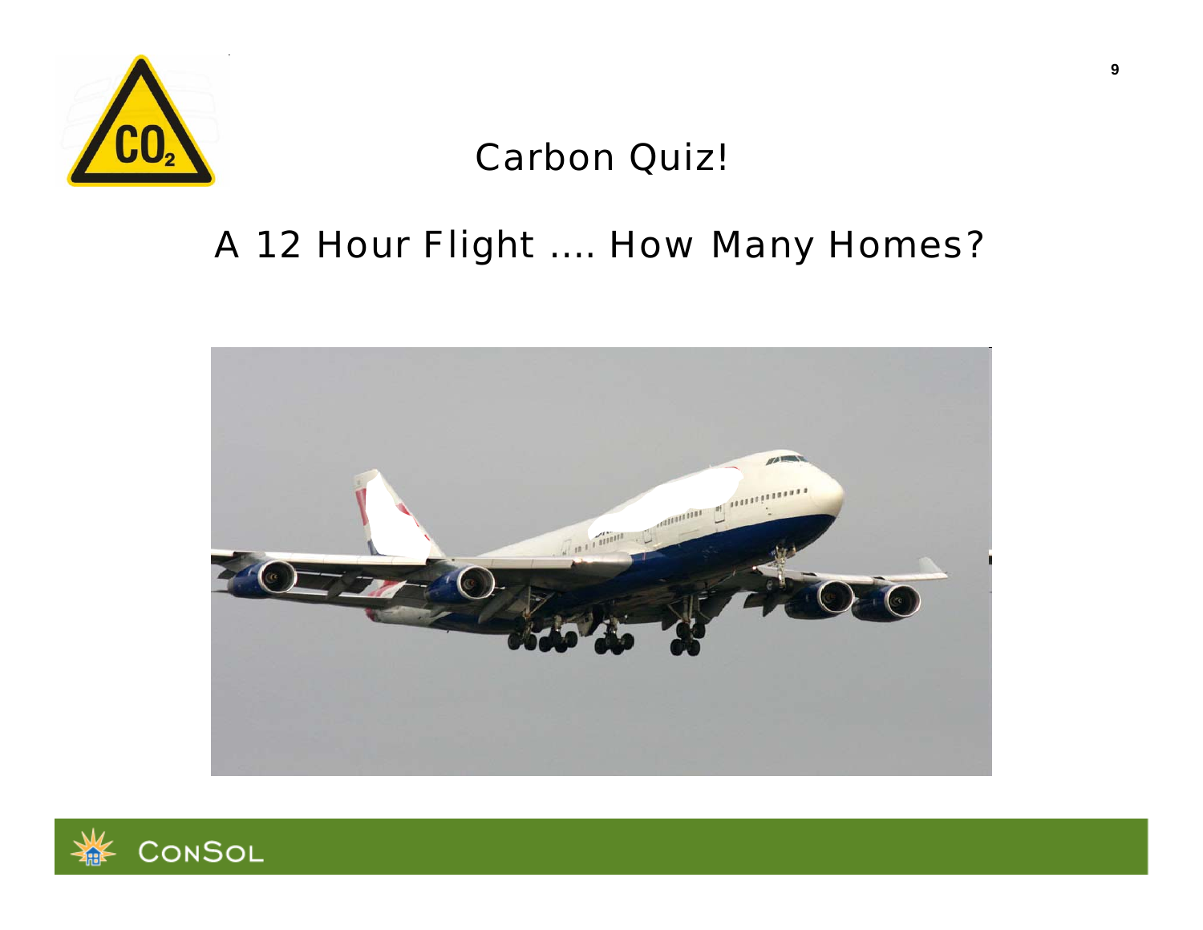# Carbon Quiz!

## A 12 Hour Flight …. How Many Homes?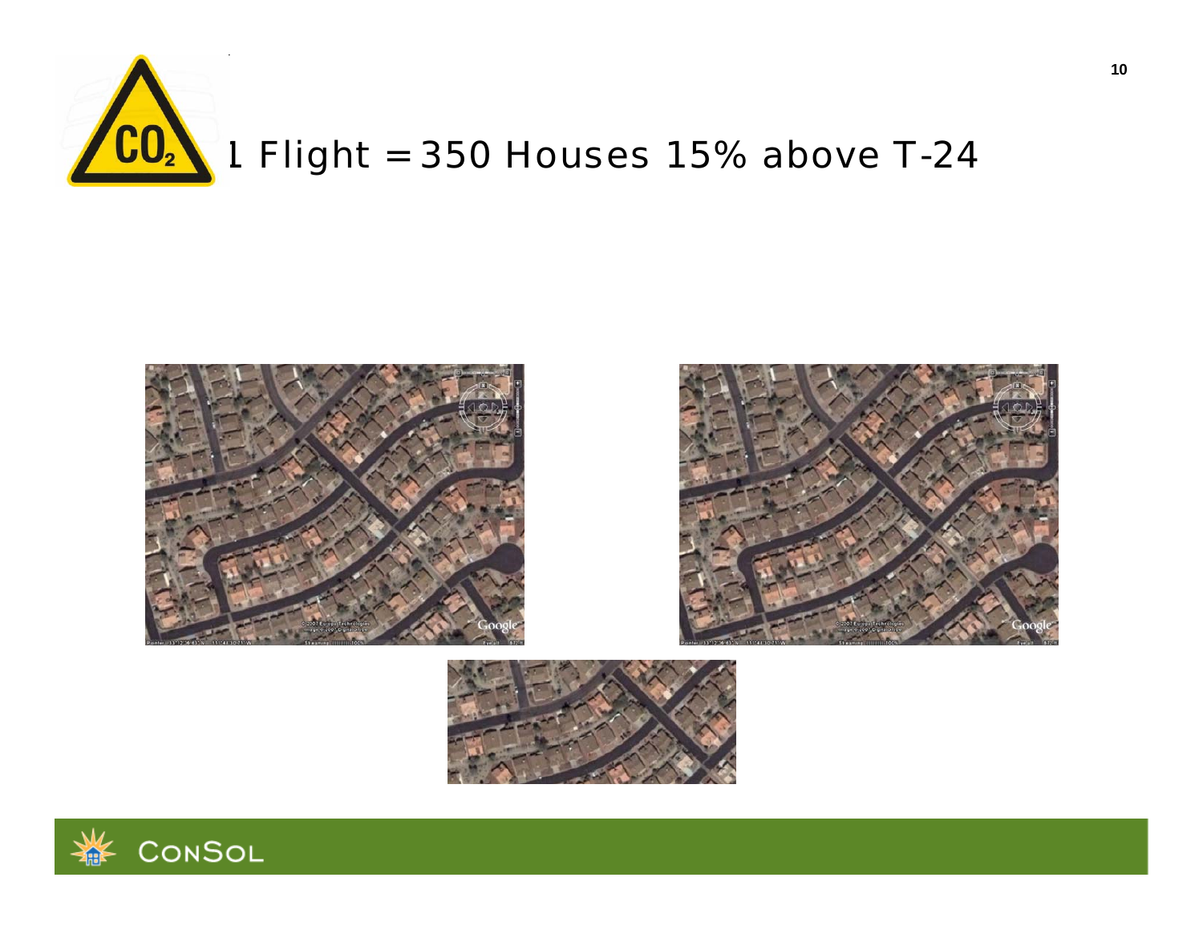# 1 Flight = 350 Houses 15% above T-24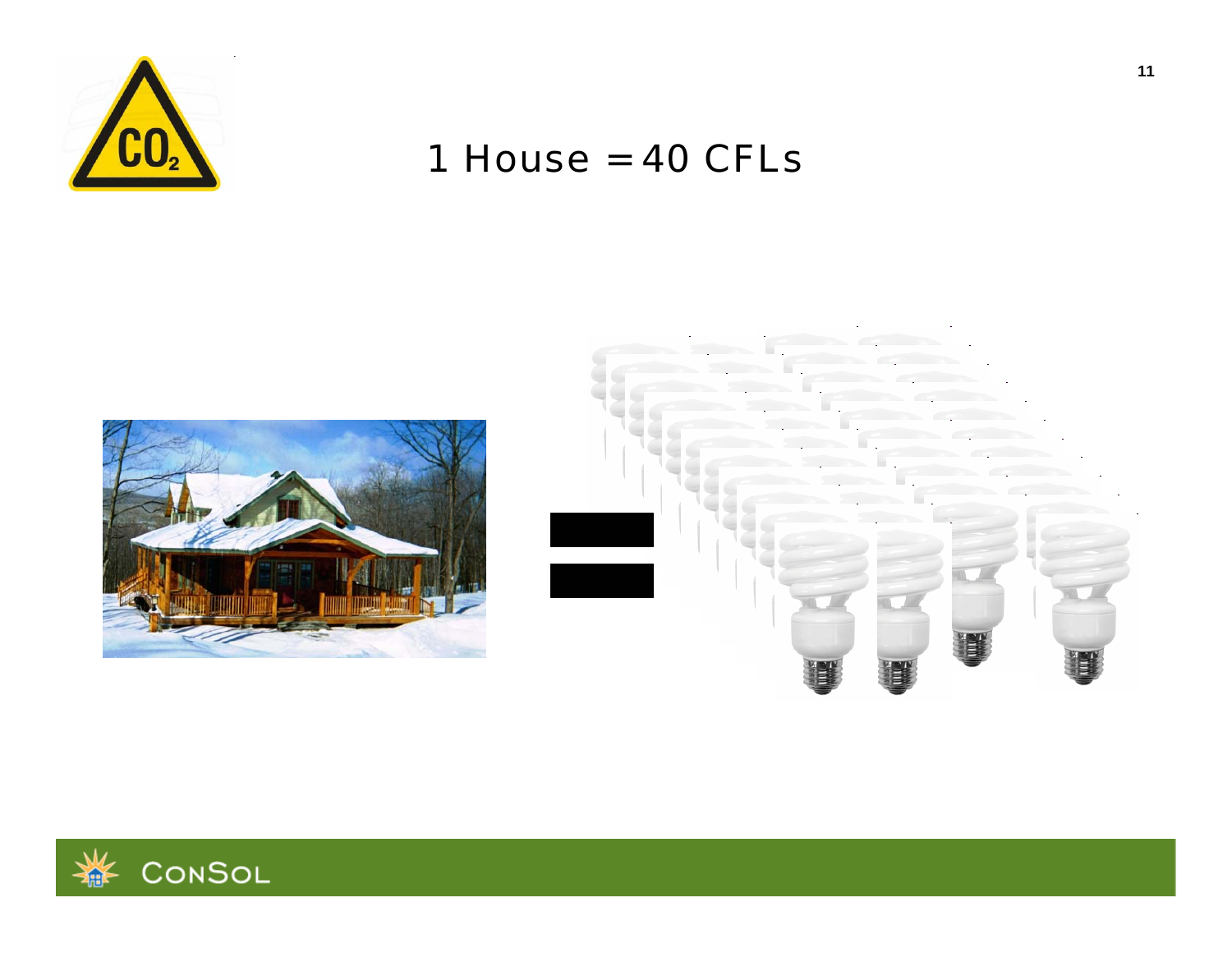# 1 House = 40 CFLs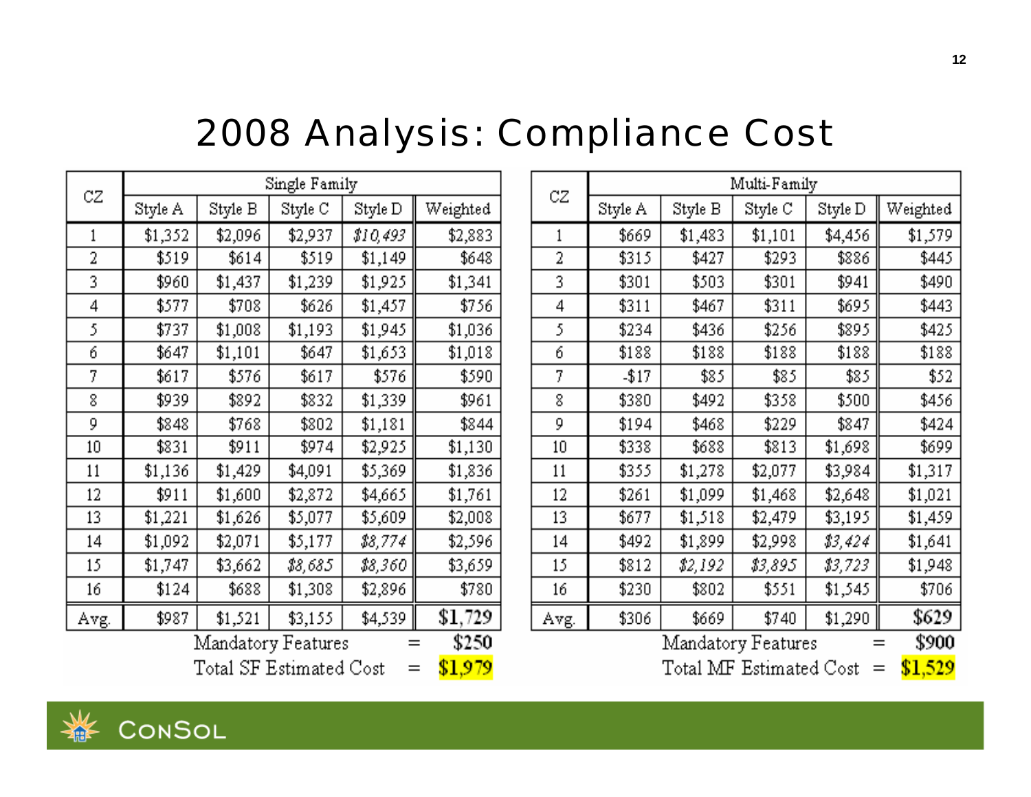# 2008 Analysis: Compliance Cost

| CZ | Single Family | | | | |
|---|---|---|---|---|---|
| | Style A | Style B | Style C | Style D | Weighted |
| 1 | $1,352 | $2,096 | $2,937 | *$10,493* | $2,883 |
| 2 | $519 | $614 | $519 | $1,149 | $648 |
| 3 | $960 | $1,437 | $1,239 | $1,925 | $1,341 |
| 4 | $577 | $708 | $626 | $1,457 | $756 |
| 5 | $737 | $1,008 | $1,193 | $1,945 | $1,036 |
| 6 | $647 | $1,101 | $647 | $1,653 | $1,018 |
| 7 | $617 | $576 | $617 | $576 | $590 |
| 8 | $939 | $892 | $832 | $1,339 | $961 |
| 9 | $848 | $768 | $802 | $1,181 | $844 |
| 10 | $831 | $911 | $974 | $2,925 | $1,130 |
| 11 | $1,136 | $1,429 | $4,091 | $5,369 | $1,836 |
| 12 | $911 | $1,600 | $2,872 | $4,665 | $1,761 |
| 13 | $1,221 | $1,626 | $5,077 | $5,609 | $2,008 |
| 14 | $1,092 | $2,071 | $5,177 | *$8,774* | $2,596 |
| 15 | $1,747 | $3,662 | *$8,685* | *$8,360* | $3,659 |
| 16 | $124 | $688 | $1,308 | $2,896 | $780 |
| Avg. | $987 | $1,521 | $3,155 | $4,539 | $1,729 |

Mandatory Features = $250

Total SF Estimated Cost = **$1,979**

| CZ | Multi-Family | | | | |
|---|---|---|---|---|---|
| | Style A | Style B | Style C | Style D | Weighted |
| 1 | $669 | $1,483 | $1,101 | $4,456 | $1,579 |
| 2 | $315 | $427 | $293 | $886 | $445 |
| 3 | $301 | $503 | $301 | $941 | $490 |
| 4 | $311 | $467 | $311 | $695 | $443 |
| 5 | $234 | $436 | $256 | $895 | $425 |
| 6 | $188 | $188 | $188 | $188 | $188 |
| 7 | -$17 | $85 | $85 | $85 | $52 |
| 8 | $380 | $492 | $358 | $500 | $456 |
| 9 | $194 | $468 | $229 | $847 | $424 |
| 10 | $338 | $688 | $813 | $1,698 | $699 |
| 11 | $355 | $1,278 | $2,077 | $3,984 | $1,317 |
| 12 | $261 | $1,099 | $1,468 | $2,648 | $1,021 |
| 13 | $677 | $1,518 | $2,479 | $3,195 | $1,459 |
| 14 | $492 | $1,899 | $2,998 | *$3,424* | $1,641 |
| 15 | $812 | *$2,192* | *$3,895* | *$3,723* | $1,948 |
| 16 | $230 | $802 | $551 | $1,545 | $706 |
| Avg. | $306 | $669 | $740 | $1,290 | $629 |

Mandatory Features = $900

Total MF Estimated Cost = **$1,529**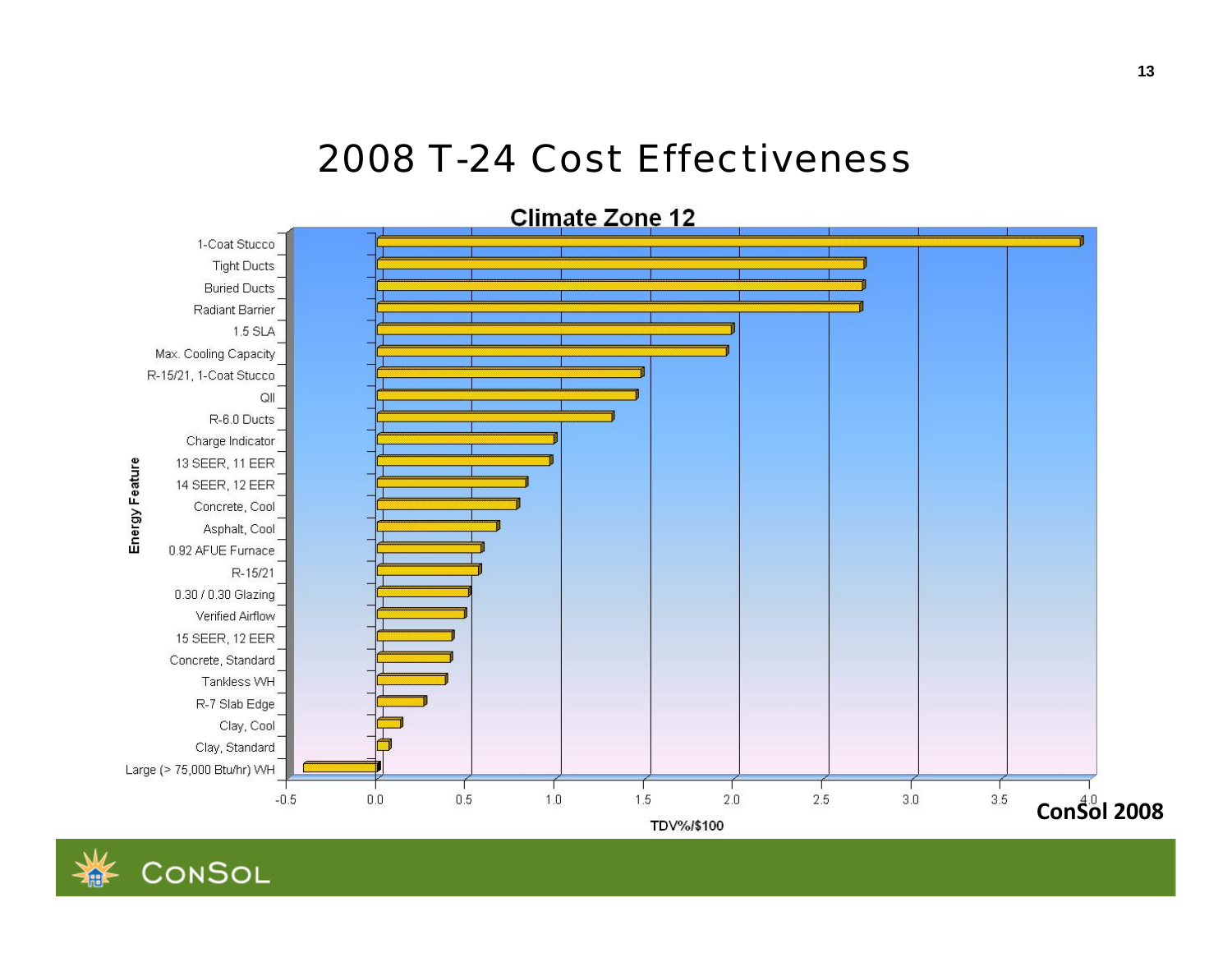# 2008 T-24 Cost Effectiveness

**Climate Zone 12**

| Energy Feature | TDV%/$100 (approx.) |
| --- | --- |
| 1-Coat Stucco | 3.95 |
| Tight Ducts | 2.73 |
| Buried Ducts | 2.73 |
| Radiant Barrier | 2.71 |
| 1.5 SLA | 1.99 |
| Max. Cooling Capacity | 1.96 |
| R-15/21, 1-Coat Stucco | 1.49 |
| QII | 1.45 |
| R-6.0 Ducts | 1.32 |
| Charge Indicator | 1.00 |
| 13 SEER, 11 EER | 0.97 |
| 14 SEER, 12 EER | 0.84 |
| Concrete, Cool | 0.79 |
| Asphalt, Cool | 0.68 |
| 0.92 AFUE Furnace | 0.59 |
| R-15/21 | 0.58 |
| 0.30 / 0.30 Glazing | 0.52 |
| Verified Airflow | 0.50 |
| 15 SEER, 12 EER | 0.42 |
| Concrete, Standard | 0.41 |
| Tankless WH | 0.39 |
| R-7 Slab Edge | 0.27 |
| Clay, Cool | 0.14 |
| Clay, Standard | 0.07 |
| Large (> 75,000 Btu/hr) WH | -0.41 |

ConSol 2008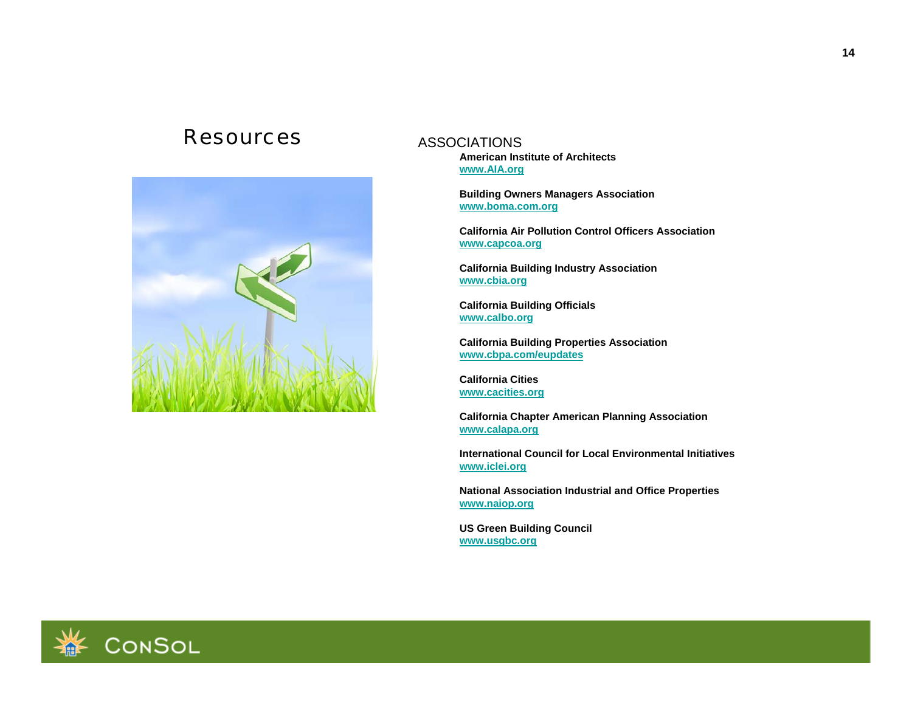# Resources

## ASSOCIATIONS

**American Institute of Architects**
[www.AIA.org](http://www.AIA.org)

**Building Owners Managers Association**
[www.boma.com.org](http://www.boma.com.org)

**California Air Pollution Control Officers Association**
[www.capcoa.org](http://www.capcoa.org)

**California Building Industry Association**
[www.cbia.org](http://www.cbia.org)

**California Building Officials**
[www.calbo.org](http://www.calbo.org)

**California Building Properties Association**
[www.cbpa.com/eupdates](http://www.cbpa.com/eupdates)

**California Cities**
[www.cacities.org](http://www.cacities.org)

**California Chapter American Planning Association**
[www.calapa.org](http://www.calapa.org)

**International Council for Local Environmental Initiatives**
[www.iclei.org](http://www.iclei.org)

**National Association Industrial and Office Properties**
[www.naiop.org](http://www.naiop.org)

**US Green Building Council**
[www.usgbc.org](http://www.usgbc.org)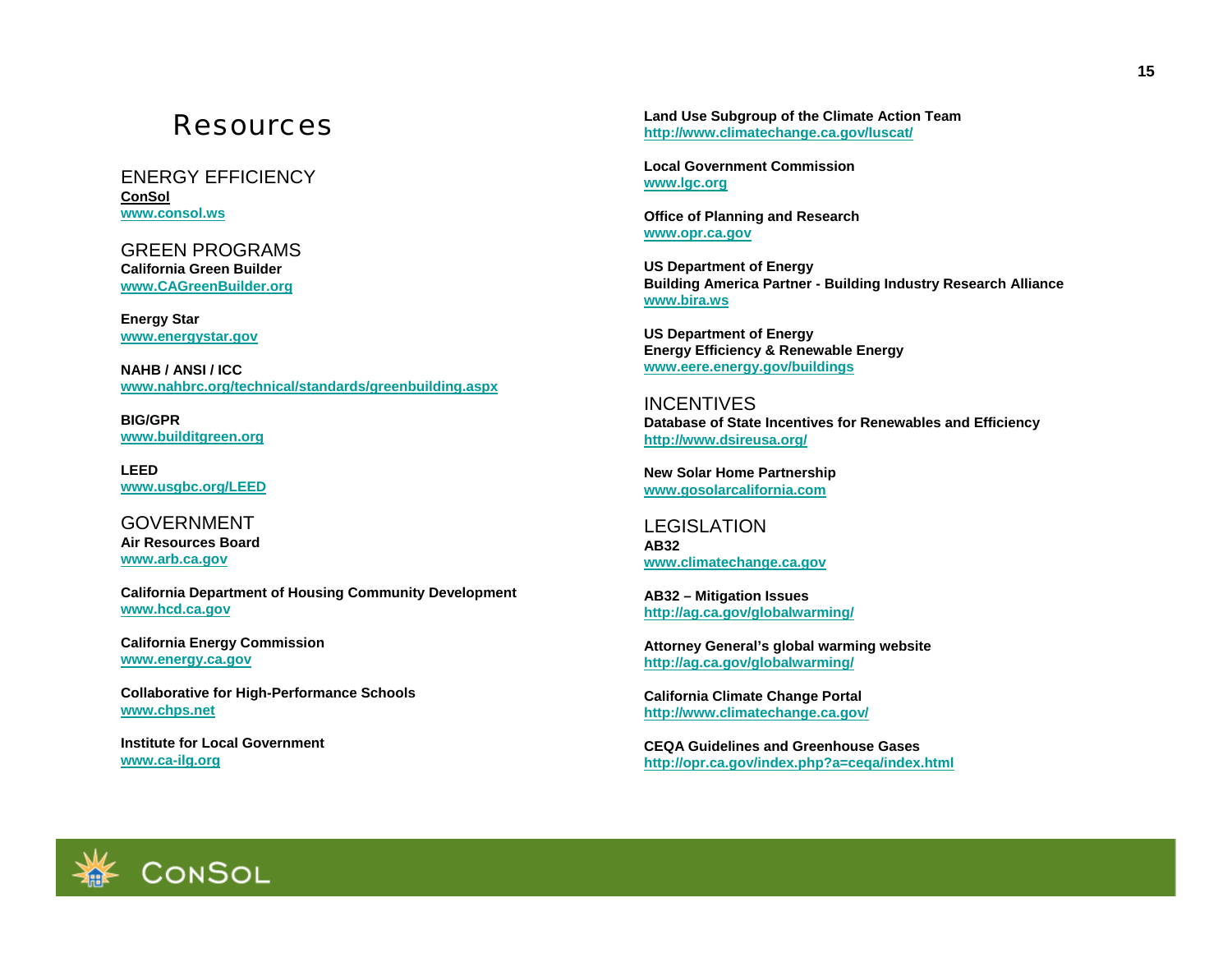# Resources

## ENERGY EFFICIENCY

**ConSol**
www.consol.ws

## GREEN PROGRAMS

**California Green Builder**
www.CAGreenBuilder.org

**Energy Star**
www.energystar.gov

**NAHB / ANSI / ICC**
www.nahbrc.org/technical/standards/greenbuilding.aspx

**BIG/GPR**
www.builditgreen.org

**LEED**
www.usgbc.org/LEED

## GOVERNMENT

**Air Resources Board**
www.arb.ca.gov

**California Department of Housing Community Development**
www.hcd.ca.gov

**California Energy Commission**
www.energy.ca.gov

**Collaborative for High-Performance Schools**
www.chps.net

**Institute for Local Government**
www.ca-ilg.org

**Land Use Subgroup of the Climate Action Team**
http://www.climatechange.ca.gov/luscat/

**Local Government Commission**
www.lgc.org

**Office of Planning and Research**
www.opr.ca.gov

**US Department of Energy**
**Building America Partner - Building Industry Research Alliance**
www.bira.ws

**US Department of Energy**
**Energy Efficiency & Renewable Energy**
www.eere.energy.gov/buildings

## INCENTIVES

**Database of State Incentives for Renewables and Efficiency**
http://www.dsireusa.org/

**New Solar Home Partnership**
www.gosolarcalifornia.com

## LEGISLATION

**AB32**
www.climatechange.ca.gov

**AB32 – Mitigation Issues**
http://ag.ca.gov/globalwarming/

**Attorney General's global warming website**
http://ag.ca.gov/globalwarming/

**California Climate Change Portal**
http://www.climatechange.ca.gov/

**CEQA Guidelines and Greenhouse Gases**
http://opr.ca.gov/index.php?a=ceqa/index.html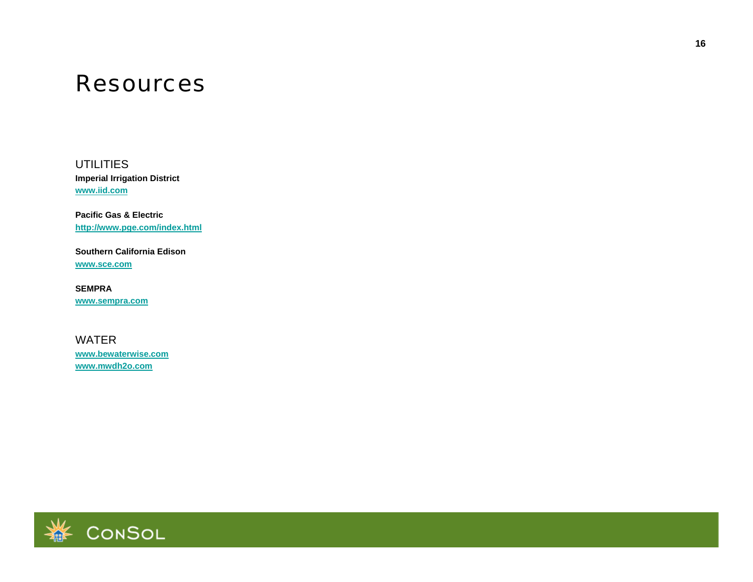# Resources

## UTILITIES

**Imperial Irrigation District**
**www.iid.com**

**Pacific Gas & Electric**
**http://www.pge.com/index.html**

**Southern California Edison**
**www.sce.com**

**SEMPRA**
**www.sempra.com**

## WATER

**www.bewaterwise.com**
**www.mwdh2o.com**

CONSOL